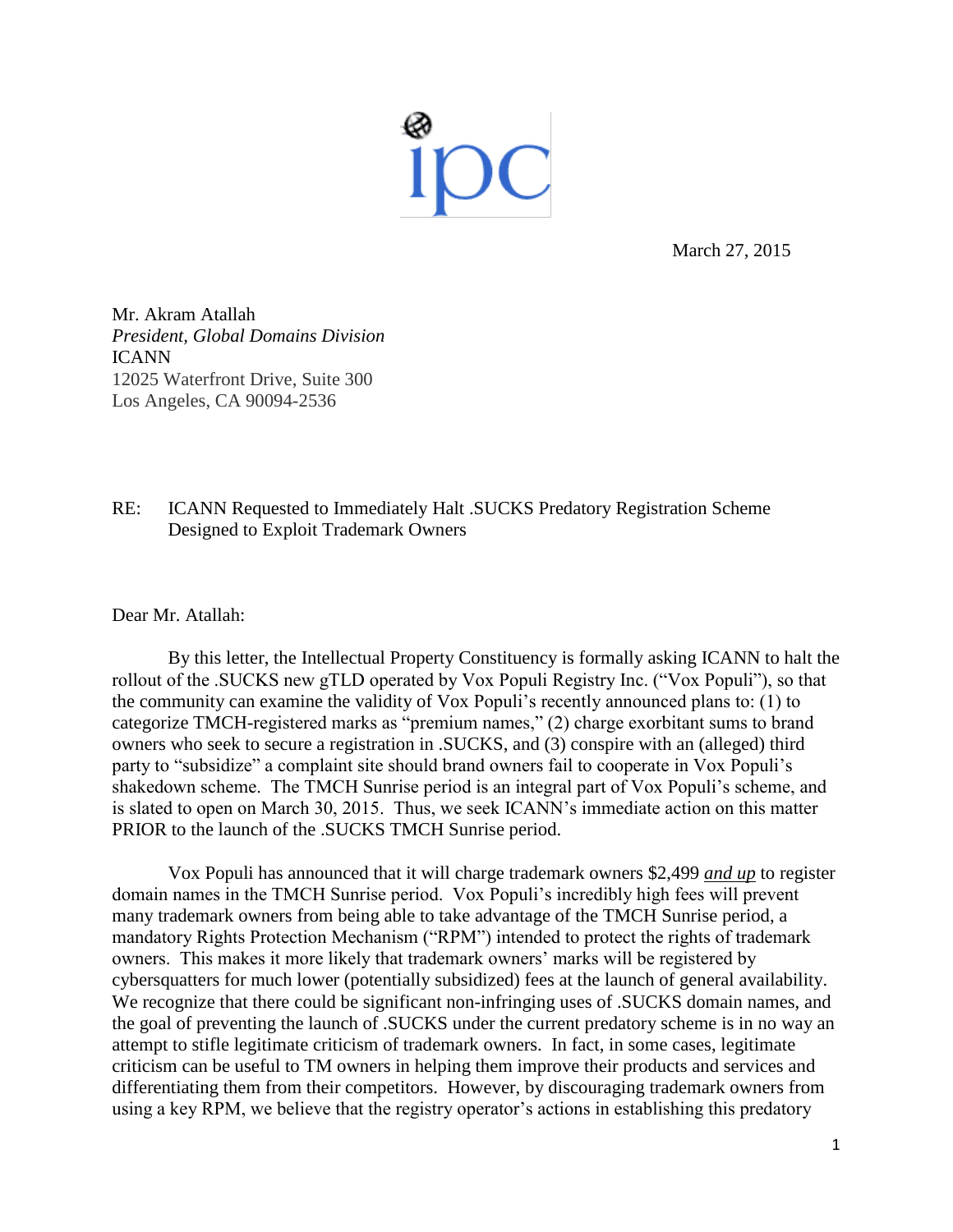March 27, 2015

Mr. Akram Atallah
*President, Global Domains Division*
ICANN
12025 Waterfront Drive, Suite 300
Los Angeles, CA 90094-2536

RE: ICANN Requested to Immediately Halt .SUCKS Predatory Registration Scheme Designed to Exploit Trademark Owners

Dear Mr. Atallah:

By this letter, the Intellectual Property Constituency is formally asking ICANN to halt the rollout of the .SUCKS new gTLD operated by Vox Populi Registry Inc. ("Vox Populi"), so that the community can examine the validity of Vox Populi's recently announced plans to: (1) to categorize TMCH-registered marks as "premium names," (2) charge exorbitant sums to brand owners who seek to secure a registration in .SUCKS, and (3) conspire with an (alleged) third party to "subsidize" a complaint site should brand owners fail to cooperate in Vox Populi's shakedown scheme. The TMCH Sunrise period is an integral part of Vox Populi's scheme, and is slated to open on March 30, 2015. Thus, we seek ICANN's immediate action on this matter PRIOR to the launch of the .SUCKS TMCH Sunrise period.

Vox Populi has announced that it will charge trademark owners $2,499 ***and up*** to register domain names in the TMCH Sunrise period. Vox Populi's incredibly high fees will prevent many trademark owners from being able to take advantage of the TMCH Sunrise period, a mandatory Rights Protection Mechanism ("RPM") intended to protect the rights of trademark owners. This makes it more likely that trademark owners' marks will be registered by cybersquatters for much lower (potentially subsidized) fees at the launch of general availability. We recognize that there could be significant non-infringing uses of .SUCKS domain names, and the goal of preventing the launch of .SUCKS under the current predatory scheme is in no way an attempt to stifle legitimate criticism of trademark owners. In fact, in some cases, legitimate criticism can be useful to TM owners in helping them improve their products and services and differentiating them from their competitors. However, by discouraging trademark owners from using a key RPM, we believe that the registry operator's actions in establishing this predatory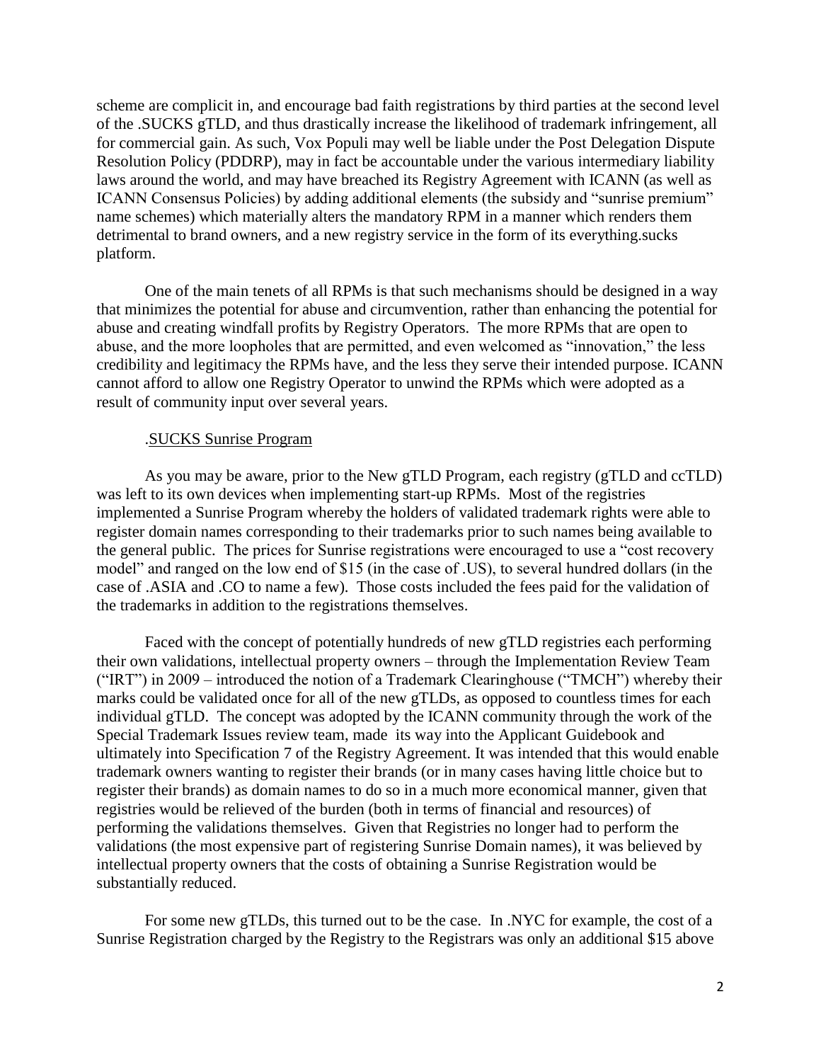scheme are complicit in, and encourage bad faith registrations by third parties at the second level of the .SUCKS gTLD, and thus drastically increase the likelihood of trademark infringement, all for commercial gain. As such, Vox Populi may well be liable under the Post Delegation Dispute Resolution Policy (PDDRP), may in fact be accountable under the various intermediary liability laws around the world, and may have breached its Registry Agreement with ICANN (as well as ICANN Consensus Policies) by adding additional elements (the subsidy and "sunrise premium" name schemes) which materially alters the mandatory RPM in a manner which renders them detrimental to brand owners, and a new registry service in the form of its everything.sucks platform.

One of the main tenets of all RPMs is that such mechanisms should be designed in a way that minimizes the potential for abuse and circumvention, rather than enhancing the potential for abuse and creating windfall profits by Registry Operators. The more RPMs that are open to abuse, and the more loopholes that are permitted, and even welcomed as "innovation," the less credibility and legitimacy the RPMs have, and the less they serve their intended purpose. ICANN cannot afford to allow one Registry Operator to unwind the RPMs which were adopted as a result of community input over several years.

.SUCKS Sunrise Program

As you may be aware, prior to the New gTLD Program, each registry (gTLD and ccTLD) was left to its own devices when implementing start-up RPMs. Most of the registries implemented a Sunrise Program whereby the holders of validated trademark rights were able to register domain names corresponding to their trademarks prior to such names being available to the general public. The prices for Sunrise registrations were encouraged to use a "cost recovery model" and ranged on the low end of $15 (in the case of .US), to several hundred dollars (in the case of .ASIA and .CO to name a few). Those costs included the fees paid for the validation of the trademarks in addition to the registrations themselves.

Faced with the concept of potentially hundreds of new gTLD registries each performing their own validations, intellectual property owners – through the Implementation Review Team ("IRT") in 2009 – introduced the notion of a Trademark Clearinghouse ("TMCH") whereby their marks could be validated once for all of the new gTLDs, as opposed to countless times for each individual gTLD. The concept was adopted by the ICANN community through the work of the Special Trademark Issues review team, made its way into the Applicant Guidebook and ultimately into Specification 7 of the Registry Agreement. It was intended that this would enable trademark owners wanting to register their brands (or in many cases having little choice but to register their brands) as domain names to do so in a much more economical manner, given that registries would be relieved of the burden (both in terms of financial and resources) of performing the validations themselves. Given that Registries no longer had to perform the validations (the most expensive part of registering Sunrise Domain names), it was believed by intellectual property owners that the costs of obtaining a Sunrise Registration would be substantially reduced.

For some new gTLDs, this turned out to be the case. In .NYC for example, the cost of a Sunrise Registration charged by the Registry to the Registrars was only an additional $15 above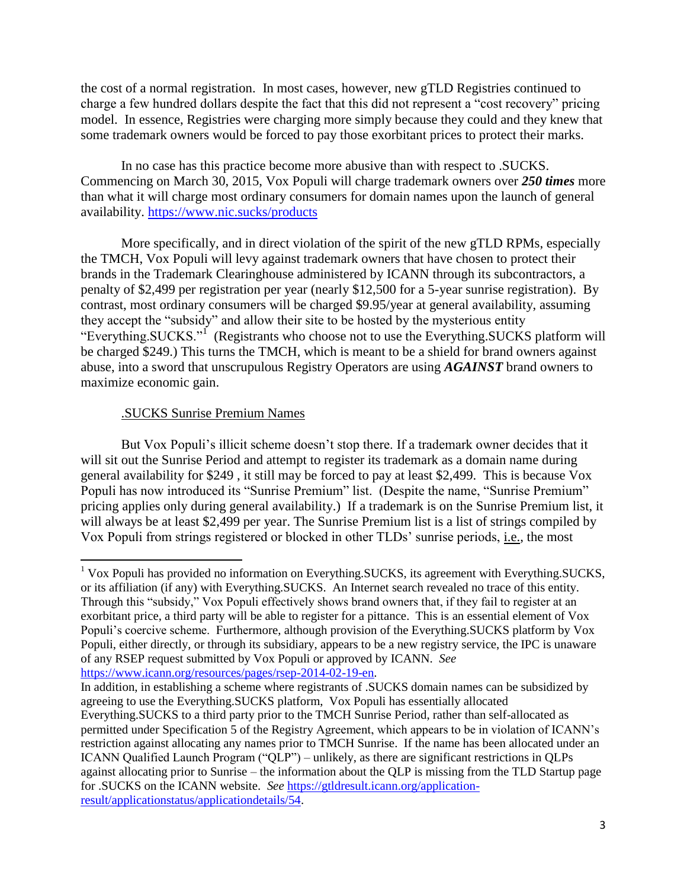the cost of a normal registration. In most cases, however, new gTLD Registries continued to charge a few hundred dollars despite the fact that this did not represent a "cost recovery" pricing model. In essence, Registries were charging more simply because they could and they knew that some trademark owners would be forced to pay those exorbitant prices to protect their marks.

In no case has this practice become more abusive than with respect to .SUCKS. Commencing on March 30, 2015, Vox Populi will charge trademark owners over ***250 times*** more than what it will charge most ordinary consumers for domain names upon the launch of general availability. https://www.nic.sucks/products

More specifically, and in direct violation of the spirit of the new gTLD RPMs, especially the TMCH, Vox Populi will levy against trademark owners that have chosen to protect their brands in the Trademark Clearinghouse administered by ICANN through its subcontractors, a penalty of $2,499 per registration per year (nearly $12,500 for a 5-year sunrise registration). By contrast, most ordinary consumers will be charged $9.95/year at general availability, assuming they accept the "subsidy" and allow their site to be hosted by the mysterious entity "Everything.SUCKS."[1] (Registrants who choose not to use the Everything.SUCKS platform will be charged $249.) This turns the TMCH, which is meant to be a shield for brand owners against abuse, into a sword that unscrupulous Registry Operators are using ***AGAINST*** brand owners to maximize economic gain.

.SUCKS Sunrise Premium Names

But Vox Populi's illicit scheme doesn't stop there. If a trademark owner decides that it will sit out the Sunrise Period and attempt to register its trademark as a domain name during general availability for $249 , it still may be forced to pay at least $2,499. This is because Vox Populi has now introduced its "Sunrise Premium" list. (Despite the name, "Sunrise Premium" pricing applies only during general availability.) If a trademark is on the Sunrise Premium list, it will always be at least $2,499 per year. The Sunrise Premium list is a list of strings compiled by Vox Populi from strings registered or blocked in other TLDs' sunrise periods, i.e., the most

[1] Vox Populi has provided no information on Everything.SUCKS, its agreement with Everything.SUCKS, or its affiliation (if any) with Everything.SUCKS. An Internet search revealed no trace of this entity. Through this "subsidy," Vox Populi effectively shows brand owners that, if they fail to register at an exorbitant price, a third party will be able to register for a pittance. This is an essential element of Vox Populi's coercive scheme. Furthermore, although provision of the Everything.SUCKS platform by Vox Populi, either directly, or through its subsidiary, appears to be a new registry service, the IPC is unaware of any RSEP request submitted by Vox Populi or approved by ICANN. *See* https://www.icann.org/resources/pages/rsep-2014-02-19-en.
In addition, in establishing a scheme where registrants of .SUCKS domain names can be subsidized by agreeing to use the Everything.SUCKS platform, Vox Populi has essentially allocated Everything.SUCKS to a third party prior to the TMCH Sunrise Period, rather than self-allocated as permitted under Specification 5 of the Registry Agreement, which appears to be in violation of ICANN's restriction against allocating any names prior to TMCH Sunrise. If the name has been allocated under an ICANN Qualified Launch Program ("QLP") – unlikely, as there are significant restrictions in QLPs against allocating prior to Sunrise – the information about the QLP is missing from the TLD Startup page for .SUCKS on the ICANN website. *See* https://gtldresult.icann.org/application-result/applicationstatus/applicationdetails/54.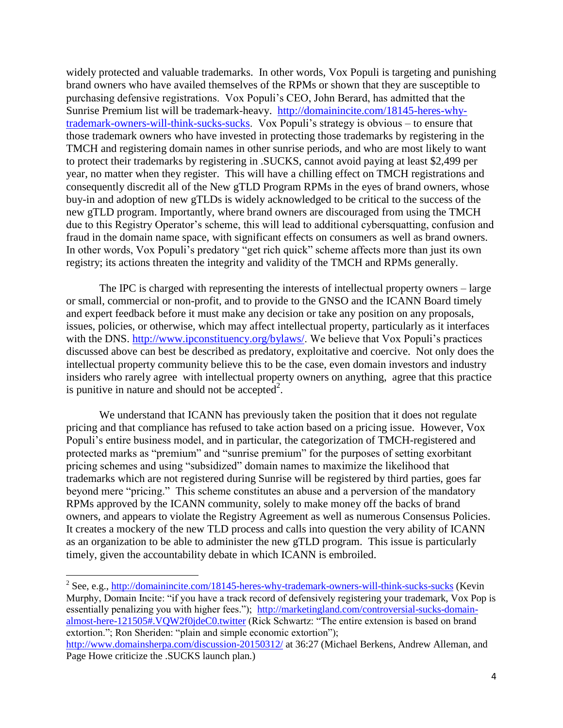widely protected and valuable trademarks. In other words, Vox Populi is targeting and punishing brand owners who have availed themselves of the RPMs or shown that they are susceptible to purchasing defensive registrations. Vox Populi's CEO, John Berard, has admitted that the Sunrise Premium list will be trademark-heavy. http://domainincite.com/18145-heres-why-trademark-owners-will-think-sucks-sucks. Vox Populi's strategy is obvious – to ensure that those trademark owners who have invested in protecting those trademarks by registering in the TMCH and registering domain names in other sunrise periods, and who are most likely to want to protect their trademarks by registering in .SUCKS, cannot avoid paying at least $2,499 per year, no matter when they register. This will have a chilling effect on TMCH registrations and consequently discredit all of the New gTLD Program RPMs in the eyes of brand owners, whose buy-in and adoption of new gTLDs is widely acknowledged to be critical to the success of the new gTLD program. Importantly, where brand owners are discouraged from using the TMCH due to this Registry Operator's scheme, this will lead to additional cybersquatting, confusion and fraud in the domain name space, with significant effects on consumers as well as brand owners. In other words, Vox Populi's predatory "get rich quick" scheme affects more than just its own registry; its actions threaten the integrity and validity of the TMCH and RPMs generally.

The IPC is charged with representing the interests of intellectual property owners – large or small, commercial or non-profit, and to provide to the GNSO and the ICANN Board timely and expert feedback before it must make any decision or take any position on any proposals, issues, policies, or otherwise, which may affect intellectual property, particularly as it interfaces with the DNS. http://www.ipconstituency.org/bylaws/. We believe that Vox Populi's practices discussed above can best be described as predatory, exploitative and coercive. Not only does the intellectual property community believe this to be the case, even domain investors and industry insiders who rarely agree with intellectual property owners on anything, agree that this practice is punitive in nature and should not be accepted[2].

We understand that ICANN has previously taken the position that it does not regulate pricing and that compliance has refused to take action based on a pricing issue. However, Vox Populi's entire business model, and in particular, the categorization of TMCH-registered and protected marks as "premium" and "sunrise premium" for the purposes of setting exorbitant pricing schemes and using "subsidized" domain names to maximize the likelihood that trademarks which are not registered during Sunrise will be registered by third parties, goes far beyond mere "pricing." This scheme constitutes an abuse and a perversion of the mandatory RPMs approved by the ICANN community, solely to make money off the backs of brand owners, and appears to violate the Registry Agreement as well as numerous Consensus Policies. It creates a mockery of the new TLD process and calls into question the very ability of ICANN as an organization to be able to administer the new gTLD program. This issue is particularly timely, given the accountability debate in which ICANN is embroiled.

---

[2] See, e.g., http://domainincite.com/18145-heres-why-trademark-owners-will-think-sucks-sucks (Kevin Murphy, Domain Incite: "if you have a track record of defensively registering your trademark, Vox Pop is essentially penalizing you with higher fees."); http://marketingland.com/controversial-sucks-domain-almost-here-121505#.VQW2f0jdeC0.twitter (Rick Schwartz: "The entire extension is based on brand extortion."; Ron Sheriden: "plain and simple economic extortion"); http://www.domainsherpa.com/discussion-20150312/ at 36:27 (Michael Berkens, Andrew Alleman, and Page Howe criticize the .SUCKS launch plan.)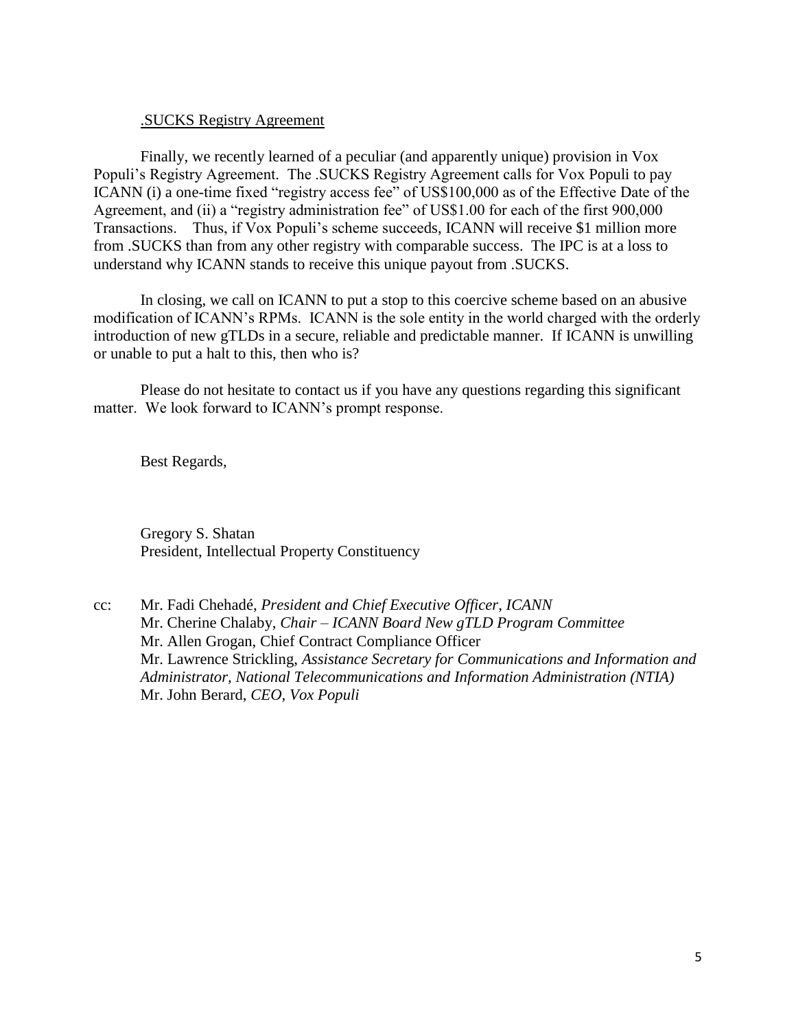.SUCKS Registry Agreement

Finally, we recently learned of a peculiar (and apparently unique) provision in Vox Populi's Registry Agreement. The .SUCKS Registry Agreement calls for Vox Populi to pay ICANN (i) a one-time fixed "registry access fee" of US$100,000 as of the Effective Date of the Agreement, and (ii) a "registry administration fee" of US$1.00 for each of the first 900,000 Transactions. Thus, if Vox Populi's scheme succeeds, ICANN will receive $1 million more from .SUCKS than from any other registry with comparable success. The IPC is at a loss to understand why ICANN stands to receive this unique payout from .SUCKS.

In closing, we call on ICANN to put a stop to this coercive scheme based on an abusive modification of ICANN's RPMs. ICANN is the sole entity in the world charged with the orderly introduction of new gTLDs in a secure, reliable and predictable manner. If ICANN is unwilling or unable to put a halt to this, then who is?

Please do not hesitate to contact us if you have any questions regarding this significant matter. We look forward to ICANN's prompt response.

Best Regards,

Gregory S. Shatan
President, Intellectual Property Constituency

cc: Mr. Fadi Chehadé, *President and Chief Executive Officer, ICANN*
Mr. Cherine Chalaby, *Chair – ICANN Board New gTLD Program Committee*
Mr. Allen Grogan, Chief Contract Compliance Officer
Mr. Lawrence Strickling, *Assistance Secretary for Communications and Information and Administrator, National Telecommunications and Information Administration (NTIA)*
Mr. John Berard, *CEO, Vox Populi*